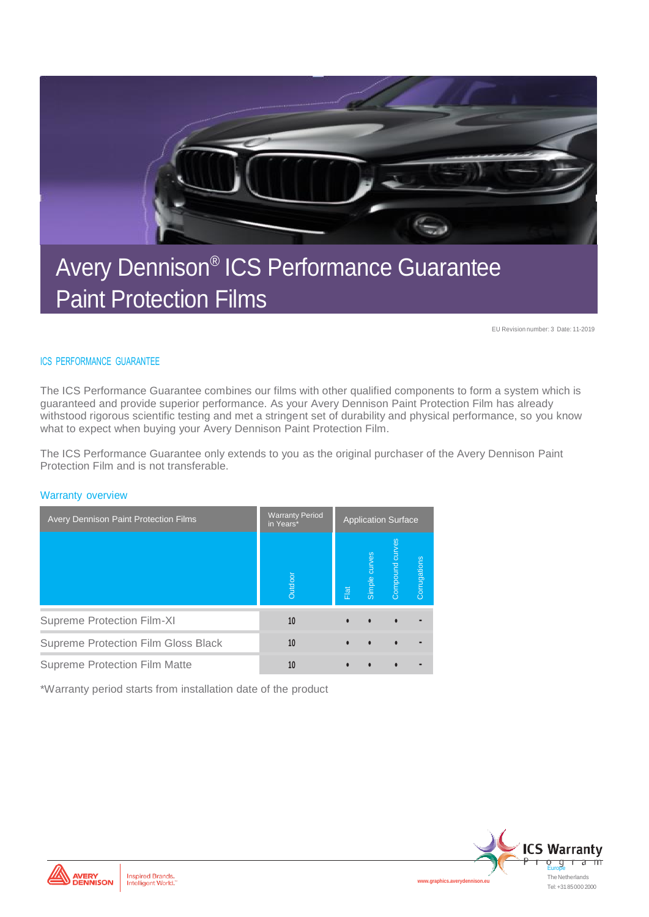# Avery Dennison® ICS Performance Guarantee Paint Protection Films

EU Revision number: 3 Date: 11-2019

## ICS PERFORMANCE GUARANTEE

The ICS Performance Guarantee combines our films with other qualified components to form a system which is guaranteed and provide superior performance. As your Avery Dennison Paint Protection Film has already withstood rigorous scientific testing and met a stringent set of durability and physical performance, so you know what to expect when buying your Avery Dennison Paint Protection Film.

The ICS Performance Guarantee only extends to you as the original purchaser of the Avery Dennison Paint Protection Film and is not transferable.

### Warranty overview

| Avery Dennison Paint Protection Films | Warranty Period in Years* | Application Surface | | | |
|---|---|---|---|---|---|
| | Outdoor | Flat | Simple curves | Compound curves | Corrugations |
| Supreme Protection Film-XI | 10 | • | • | • | - |
| Supreme Protection Film Gloss Black | 10 | • | • | • | - |
| Supreme Protection Film Matte | 10 | • | • | • | - |

*Warranty period starts from installation date of the product

AVERY DENNISON | Inspired Brands. Intelligent World.™

www.graphics.averydennison.eu

ICS Warranty Program Europe

The Netherlands
Tel: +31 85 000 2000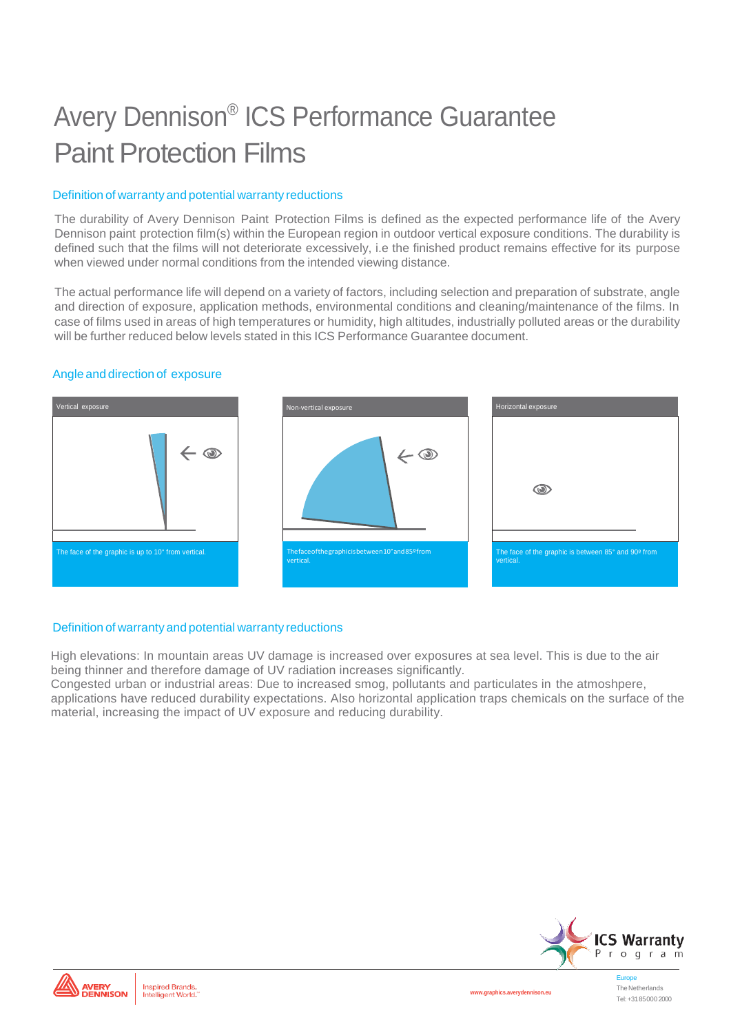# Avery Dennison® ICS Performance Guarantee Paint Protection Films

## Definition of warranty and potential warranty reductions

The durability of Avery Dennison Paint Protection Films is defined as the expected performance life of the Avery Dennison paint protection film(s) within the European region in outdoor vertical exposure conditions. The durability is defined such that the films will not deteriorate excessively, i.e the finished product remains effective for its purpose when viewed under normal conditions from the intended viewing distance.

The actual performance life will depend on a variety of factors, including selection and preparation of substrate, angle and direction of exposure, application methods, environmental conditions and cleaning/maintenance of the films. In case of films used in areas of high temperatures or humidity, high altitudes, industrially polluted areas or the durability will be further reduced below levels stated in this ICS Performance Guarantee document.

## Angle and direction of exposure

**Vertical exposure**

The face of the graphic is up to 10° from vertical.

**Non-vertical exposure**

The face of the graphic is between 10° and 85º from vertical.

**Horizontal exposure**

The face of the graphic is between 85° and 90º from vertical.

## Definition of warranty and potential warranty reductions

High elevations: In mountain areas UV damage is increased over exposures at sea level. This is due to the air being thinner and therefore damage of UV radiation increases significantly.
Congested urban or industrial areas: Due to increased smog, pollutants and particulates in the atmoshpere, applications have reduced durability expectations. Also horizontal application traps chemicals on the surface of the material, increasing the impact of UV exposure and reducing durability.

ICS Warranty Program

AVERY DENNISON — Inspired Brands. Intelligent World.™

www.graphics.averydennison.eu

Europe
The Netherlands
Tel: +31 85 000 2000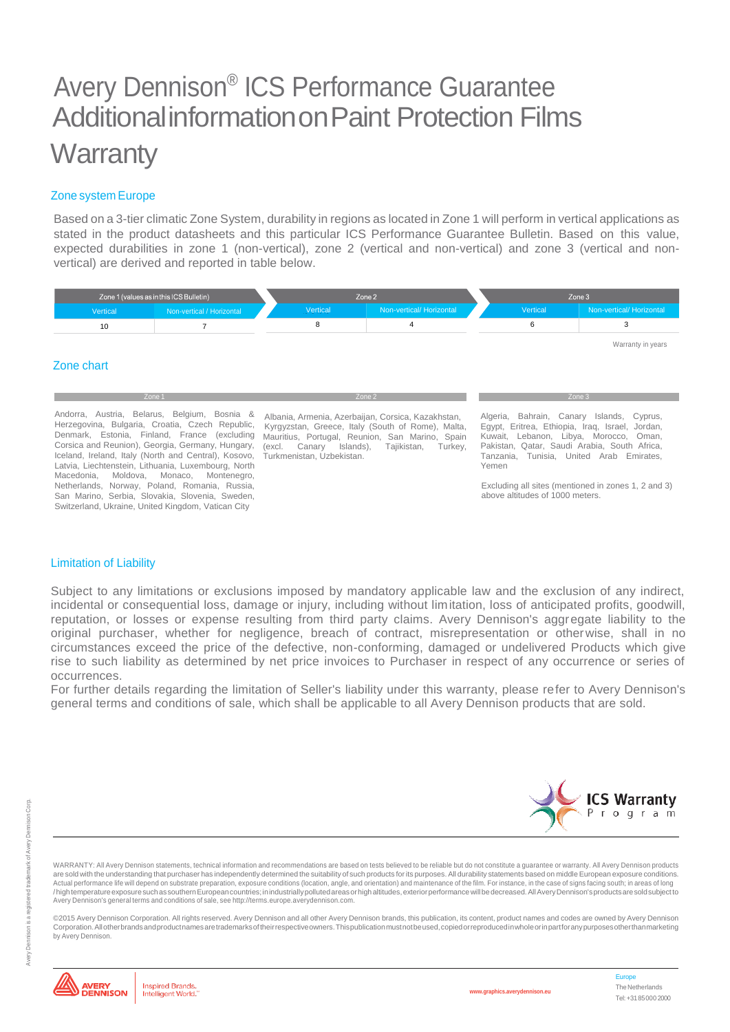# Avery Dennison® ICS Performance Guarantee Additional information on Paint Protection Films Warranty

## Zone system Europe

Based on a 3-tier climatic Zone System, durability in regions as located in Zone 1 will perform in vertical applications as stated in the product datasheets and this particular ICS Performance Guarantee Bulletin. Based on this value, expected durabilities in zone 1 (non-vertical), zone 2 (vertical and non-vertical) and zone 3 (vertical and non-vertical) are derived and reported in table below.

| Zone 1 (values as in this ICS Bulletin) | | Zone 2 | | Zone 3 | |
|---|---|---|---|---|---|
| Vertical | Non-vertical / Horizontal | Vertical | Non-vertical/ Horizontal | Vertical | Non-vertical/ Horizontal |
| 10 | 7 | 8 | 4 | 6 | 3 |

Warranty in years

## Zone chart

**Zone 1**

Andorra, Austria, Belarus, Belgium, Bosnia & Herzegovina, Bulgaria, Croatia, Czech Republic, Denmark, Estonia, Finland, France (excluding Corsica and Reunion), Georgia, Germany, Hungary, Iceland, Ireland, Italy (North and Central), Kosovo, Latvia, Liechtenstein, Lithuania, Luxembourg, North Macedonia, Moldova, Monaco, Montenegro, Netherlands, Norway, Poland, Romania, Russia, San Marino, Serbia, Slovakia, Slovenia, Sweden, Switzerland, Ukraine, United Kingdom, Vatican City

**Zone 2**

Albania, Armenia, Azerbaijan, Corsica, Kazakhstan, Kyrgyzstan, Greece, Italy (South of Rome), Malta, Mauritius, Portugal, Reunion, San Marino, Spain (excl. Canary Islands), Tajikistan, Turkey, Turkmenistan, Uzbekistan.

**Zone 3**

Algeria, Bahrain, Canary Islands, Cyprus, Egypt, Ethiopia, Iraq, Israel, Jordan, Kuwait, Lebanon, Libya, Morocco, Oman, Pakistan, Qatar, Saudi Arabia, South Africa, Tanzania, Tunisia, United Arab Emirates, Yemen

Excluding all sites (mentioned in zones 1, 2 and 3) above altitudes of 1000 meters.

## Limitation of Liability

Subject to any limitations or exclusions imposed by mandatory applicable law and the exclusion of any indirect, incidental or consequential loss, damage or injury, including without limitation, loss of anticipated profits, goodwill, reputation, or losses or expense resulting from third party claims. Avery Dennison's aggregate liability to the original purchaser, whether for negligence, breach of contract, misrepresentation or otherwise, shall in no circumstances exceed the price of the defective, non-conforming, damaged or undelivered Products which give rise to such liability as determined by net price invoices to Purchaser in respect of any occurrence or series of occurrences.

For further details regarding the limitation of Seller's liability under this warranty, please refer to Avery Dennison's general terms and conditions of sale, which shall be applicable to all Avery Dennison products that are sold.

ICS Warranty Program

WARRANTY: All Avery Dennison statements, technical information and recommendations are based on tests believed to be reliable but do not constitute a guarantee or warranty. All Avery Dennison products are sold with the understanding that purchaser has independently determined the suitability of such products for its purposes. All durability statements based on middle European exposure conditions. Actual performance life will depend on substrate preparation, exposure conditions (location, angle, and orientation) and maintenance of the film. For instance, in the case of signs facing south; in areas of long / high temperature exposure such as southern European countries; in industrially polluted areas or high altitudes, exterior performance will be decreased. All Avery Dennison's products are sold subject to Avery Dennison's general terms and conditions of sale, see http://terms.europe.averydennison.com.

©2015 Avery Dennison Corporation. All rights reserved. Avery Dennison and all other Avery Dennison brands, this publication, its content, product names and codes are owned by Avery Dennison Corporation. All other brands and product names are trademarks of their respective owners. This publication must not be used, copied or reproduced in whole or in part for any purposes other than marketing by Avery Dennison.

Avery Dennison is a registered trademark of Avery Dennison Corp.

AVERY DENNISON | Inspired Brands. Intelligent World.™

www.graphics.averydennison.eu

Europe
The Netherlands
Tel: +31 85 000 2000